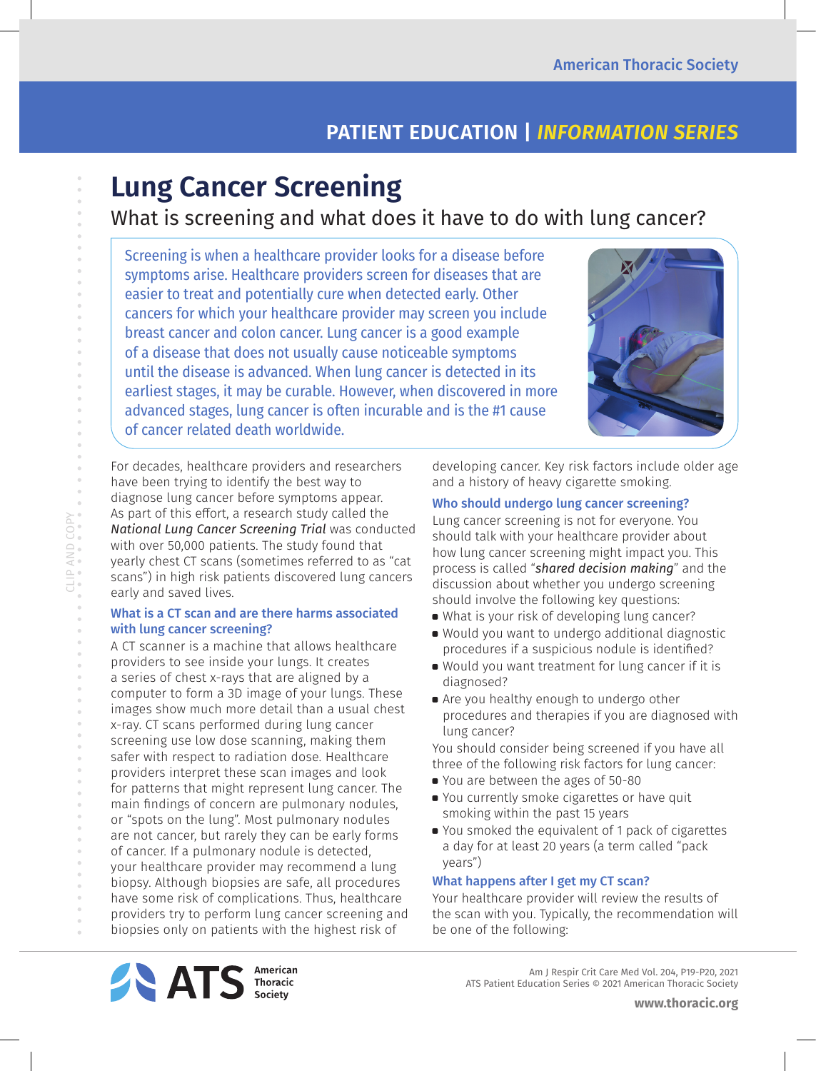# Lung Cancer Screening

## What is screening and what does it have to do with lung cancer?

Screening is when a healthcare provider looks for a disease before symptoms arise. Healthcare providers screen for diseases that are easier to treat and potentially cure when detected early. Other cancers for which your healthcare provider may screen you include breast cancer and colon cancer. Lung cancer is a good example of a disease that does not usually cause noticeable symptoms until the disease is advanced. When lung cancer is detected in its earliest stages, it may be curable. However, when discovered in more advanced stages, lung cancer is often incurable and is the #1 cause of cancer related death worldwide.

For decades, healthcare providers and researchers have been trying to identify the best way to diagnose lung cancer before symptoms appear. As part of this effort, a research study called the *National Lung Cancer Screening Trial* was conducted with over 50,000 patients. The study found that yearly chest CT scans (sometimes referred to as "cat scans") in high risk patients discovered lung cancers early and saved lives.

### What is a CT scan and are there harms associated with lung cancer screening?

A CT scanner is a machine that allows healthcare providers to see inside your lungs. It creates a series of chest x-rays that are aligned by a computer to form a 3D image of your lungs. These images show much more detail than a usual chest x-ray. CT scans performed during lung cancer screening use low dose scanning, making them safer with respect to radiation dose. Healthcare providers interpret these scan images and look for patterns that might represent lung cancer. The main findings of concern are pulmonary nodules, or "spots on the lung". Most pulmonary nodules are not cancer, but rarely they can be early forms of cancer. If a pulmonary nodule is detected, your healthcare provider may recommend a lung biopsy. Although biopsies are safe, all procedures have some risk of complications. Thus, healthcare providers try to perform lung cancer screening and biopsies only on patients with the highest risk of developing cancer. Key risk factors include older age and a history of heavy cigarette smoking.

### Who should undergo lung cancer screening?

Lung cancer screening is not for everyone. You should talk with your healthcare provider about how lung cancer screening might impact you. This process is called "*shared decision making*" and the discussion about whether you undergo screening should involve the following key questions:

- What is your risk of developing lung cancer?
- Would you want to undergo additional diagnostic procedures if a suspicious nodule is identified?
- Would you want treatment for lung cancer if it is diagnosed?
- Are you healthy enough to undergo other procedures and therapies if you are diagnosed with lung cancer?

You should consider being screened if you have all three of the following risk factors for lung cancer:

- You are between the ages of 50-80
- You currently smoke cigarettes or have quit smoking within the past 15 years
- You smoked the equivalent of 1 pack of cigarettes a day for at least 20 years (a term called "pack years")

### What happens after I get my CT scan?

Your healthcare provider will review the results of the scan with you. Typically, the recommendation will be one of the following: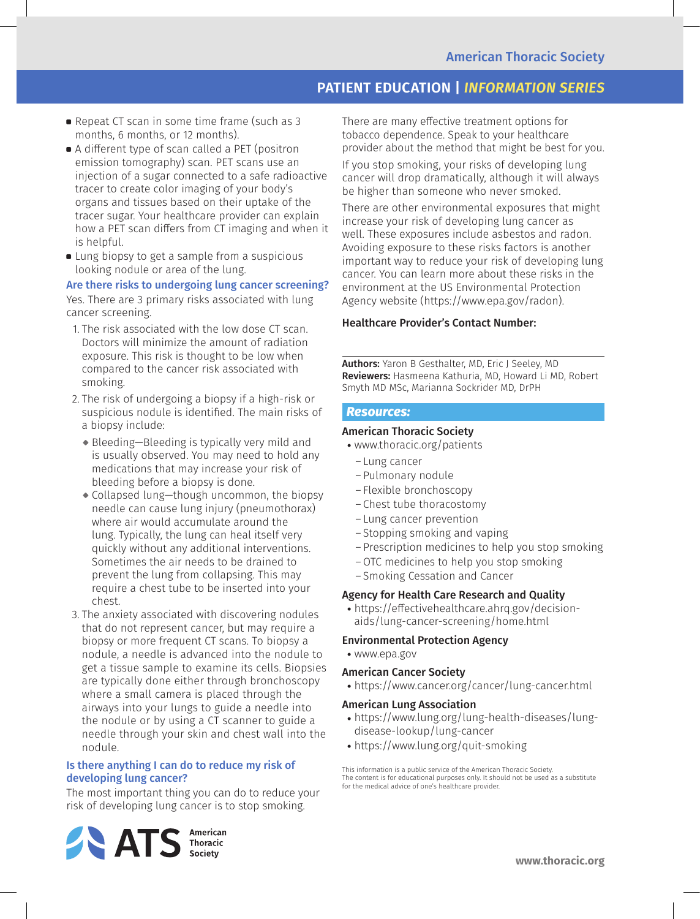- Repeat CT scan in some time frame (such as 3 months, 6 months, or 12 months).
- A different type of scan called a PET (positron emission tomography) scan. PET scans use an injection of a sugar connected to a safe radioactive tracer to create color imaging of your body's organs and tissues based on their uptake of the tracer sugar. Your healthcare provider can explain how a PET scan differs from CT imaging and when it is helpful.
- Lung biopsy to get a sample from a suspicious looking nodule or area of the lung.

### Are there risks to undergoing lung cancer screening?

Yes. There are 3 primary risks associated with lung cancer screening.

1. The risk associated with the low dose CT scan. Doctors will minimize the amount of radiation exposure. This risk is thought to be low when compared to the cancer risk associated with smoking.
2. The risk of undergoing a biopsy if a high-risk or suspicious nodule is identified. The main risks of a biopsy include:
   - Bleeding—Bleeding is typically very mild and is usually observed. You may need to hold any medications that may increase your risk of bleeding before a biopsy is done.
   - Collapsed lung—though uncommon, the biopsy needle can cause lung injury (pneumothorax) where air would accumulate around the lung. Typically, the lung can heal itself very quickly without any additional interventions. Sometimes the air needs to be drained to prevent the lung from collapsing. This may require a chest tube to be inserted into your chest.
3. The anxiety associated with discovering nodules that do not represent cancer, but may require a biopsy or more frequent CT scans. To biopsy a nodule, a needle is advanced into the nodule to get a tissue sample to examine its cells. Biopsies are typically done either through bronchoscopy where a small camera is placed through the airways into your lungs to guide a needle into the nodule or by using a CT scanner to guide a needle through your skin and chest wall into the nodule.

### Is there anything I can do to reduce my risk of developing lung cancer?

The most important thing you can do to reduce your risk of developing lung cancer is to stop smoking. There are many effective treatment options for tobacco dependence. Speak to your healthcare provider about the method that might be best for you.

If you stop smoking, your risks of developing lung cancer will drop dramatically, although it will always be higher than someone who never smoked.

There are other environmental exposures that might increase your risk of developing lung cancer as well. These exposures include asbestos and radon. Avoiding exposure to these risks factors is another important way to reduce your risk of developing lung cancer. You can learn more about these risks in the environment at the US Environmental Protection Agency website (https://www.epa.gov/radon).

**Healthcare Provider's Contact Number:**

**Authors:** Yaron B Gesthalter, MD, Eric J Seeley, MD
**Reviewers:** Hasmeena Kathuria, MD, Howard Li MD, Robert Smyth MD MSc, Marianna Sockrider MD, DrPH

## *Resources:*

**American Thoracic Society**
- www.thoracic.org/patients
  - Lung cancer
  - Pulmonary nodule
  - Flexible bronchoscopy
  - Chest tube thoracostomy
  - Lung cancer prevention
  - Stopping smoking and vaping
  - Prescription medicines to help you stop smoking
  - OTC medicines to help you stop smoking
  - Smoking Cessation and Cancer

**Agency for Health Care Research and Quality**
- https://effectivehealthcare.ahrq.gov/decision-aids/lung-cancer-screening/home.html

**Environmental Protection Agency**
- www.epa.gov

**American Cancer Society**
- https://www.cancer.org/cancer/lung-cancer.html

**American Lung Association**
- https://www.lung.org/lung-health-diseases/lung-disease-lookup/lung-cancer
- https://www.lung.org/quit-smoking

This information is a public service of the American Thoracic Society. The content is for educational purposes only. It should not be used as a substitute for the medical advice of one's healthcare provider.